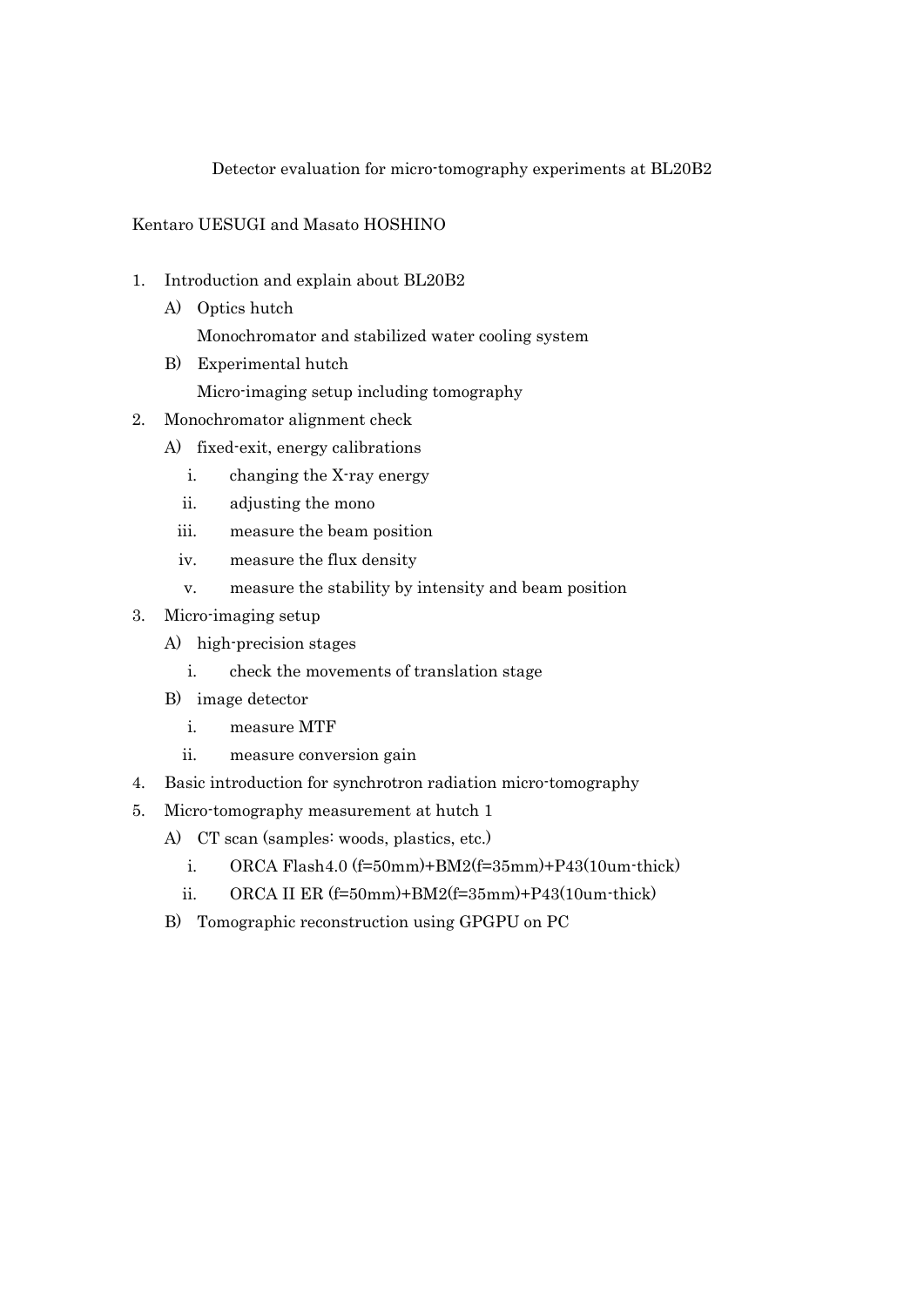# Detector evaluation for micro-tomography experiments at BL20B2

Kentaro UESUGI and Masato HOSHINO

1. Introduction and explain about BL20B2
   A) Optics hutch
      Monochromator and stabilized water cooling system
   B) Experimental hutch
      Micro-imaging setup including tomography
2. Monochromator alignment check
   A) fixed-exit, energy calibrations
      i. changing the X-ray energy
      ii. adjusting the mono
      iii. measure the beam position
      iv. measure the flux density
      v. measure the stability by intensity and beam position
3. Micro-imaging setup
   A) high-precision stages
      i. check the movements of translation stage
   B) image detector
      i. measure MTF
      ii. measure conversion gain
4. Basic introduction for synchrotron radiation micro-tomography
5. Micro-tomography measurement at hutch 1
   A) CT scan (samples: woods, plastics, etc.)
      i. ORCA Flash4.0 (f=50mm)+BM2(f=35mm)+P43(10um-thick)
      ii. ORCA II ER (f=50mm)+BM2(f=35mm)+P43(10um-thick)
   B) Tomographic reconstruction using GPGPU on PC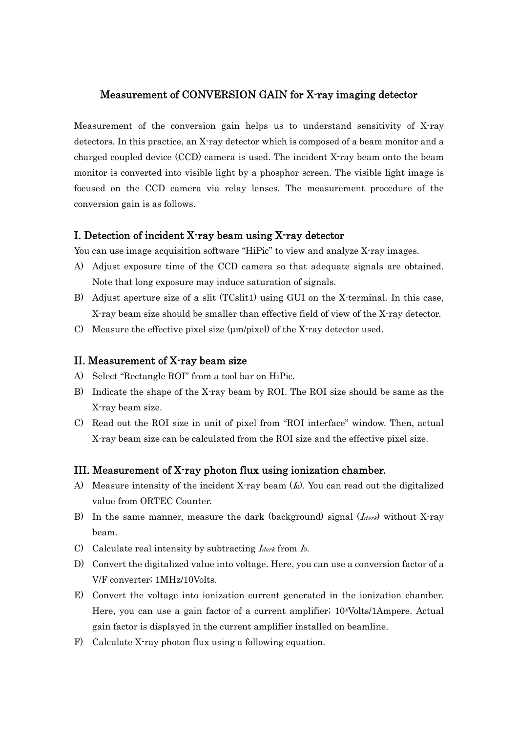## Measurement of CONVERSION GAIN for X-ray imaging detector

Measurement of the conversion gain helps us to understand sensitivity of X-ray detectors. In this practice, an X-ray detector which is composed of a beam monitor and a charged coupled device (CCD) camera is used. The incident X-ray beam onto the beam monitor is converted into visible light by a phosphor screen. The visible light image is focused on the CCD camera via relay lenses. The measurement procedure of the conversion gain is as follows.

### I. Detection of incident X-ray beam using X-ray detector

You can use image acquisition software "HiPic" to view and analyze X-ray images.

A) Adjust exposure time of the CCD camera so that adequate signals are obtained. Note that long exposure may induce saturation of signals.

B) Adjust aperture size of a slit (TCslit1) using GUI on the X-terminal. In this case, X-ray beam size should be smaller than effective field of view of the X-ray detector.

C) Measure the effective pixel size (μm/pixel) of the X-ray detector used.

### II. Measurement of X-ray beam size

A) Select "Rectangle ROI" from a tool bar on HiPic.

B) Indicate the shape of the X-ray beam by ROI. The ROI size should be same as the X-ray beam size.

C) Read out the ROI size in unit of pixel from "ROI interface" window. Then, actual X-ray beam size can be calculated from the ROI size and the effective pixel size.

### III. Measurement of X-ray photon flux using ionization chamber.

A) Measure intensity of the incident X-ray beam ($I_0$). You can read out the digitalized value from ORTEC Counter.

B) In the same manner, measure the dark (background) signal ($I_{dark}$) without X-ray beam.

C) Calculate real intensity by subtracting $I_{dark}$ from $I_0$.

D) Convert the digitalized value into voltage. Here, you can use a conversion factor of a V/F converter; 1MHz/10Volts.

E) Convert the voltage into ionization current generated in the ionization chamber. Here, you can use a gain factor of a current amplifier; $10^x$Volts/1Ampere. Actual gain factor is displayed in the current amplifier installed on beamline.

F) Calculate X-ray photon flux using a following equation.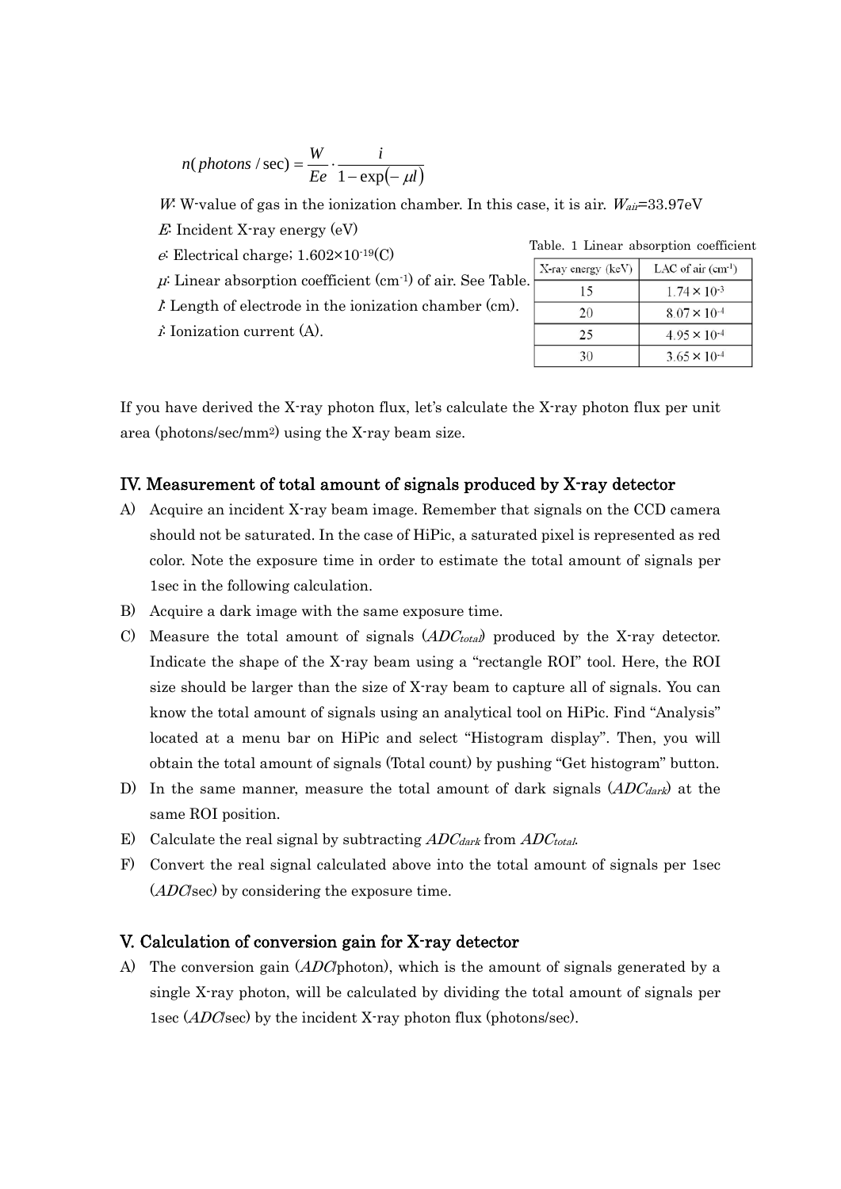$$n(photons/\sec) = \frac{W}{Ee} \cdot \frac{i}{1-\exp(-\mu l)}$$

*W*: W-value of gas in the ionization chamber. In this case, it is air. $W_{air}$=33.97eV

*E*: Incident X-ray energy (eV)

*e*: Electrical charge; $1.602 \times 10^{-19}$(C)

*μ*: Linear absorption coefficient ($cm^{-1}$) of air. See Table.

*l*: Length of electrode in the ionization chamber (cm).

*i*: Ionization current (A).

Table. 1 Linear absorption coefficient

| X-ray energy (keV) | LAC of air ($cm^{-1}$) |
|---|---|
| 15 | $1.74 \times 10^{-3}$ |
| 20 | $8.07 \times 10^{-4}$ |
| 25 | $4.95 \times 10^{-4}$ |
| 30 | $3.65 \times 10^{-4}$ |

If you have derived the X-ray photon flux, let's calculate the X-ray photon flux per unit area (photons/sec/$mm^2$) using the X-ray beam size.

## IV. Measurement of total amount of signals produced by X-ray detector

A) Acquire an incident X-ray beam image. Remember that signals on the CCD camera should not be saturated. In the case of HiPic, a saturated pixel is represented as red color. Note the exposure time in order to estimate the total amount of signals per 1sec in the following calculation.

B) Acquire a dark image with the same exposure time.

C) Measure the total amount of signals ($ADC_{total}$) produced by the X-ray detector. Indicate the shape of the X-ray beam using a "rectangle ROI" tool. Here, the ROI size should be larger than the size of X-ray beam to capture all of signals. You can know the total amount of signals using an analytical tool on HiPic. Find "Analysis" located at a menu bar on HiPic and select "Histogram display". Then, you will obtain the total amount of signals (Total count) by pushing "Get histogram" button.

D) In the same manner, measure the total amount of dark signals ($ADC_{dark}$) at the same ROI position.

E) Calculate the real signal by subtracting $ADC_{dark}$ from $ADC_{total}$.

F) Convert the real signal calculated above into the total amount of signals per 1sec (*ADC*/sec) by considering the exposure time.

## V. Calculation of conversion gain for X-ray detector

A) The conversion gain (*ADC*/photon), which is the amount of signals generated by a single X-ray photon, will be calculated by dividing the total amount of signals per 1sec (*ADC*/sec) by the incident X-ray photon flux (photons/sec).